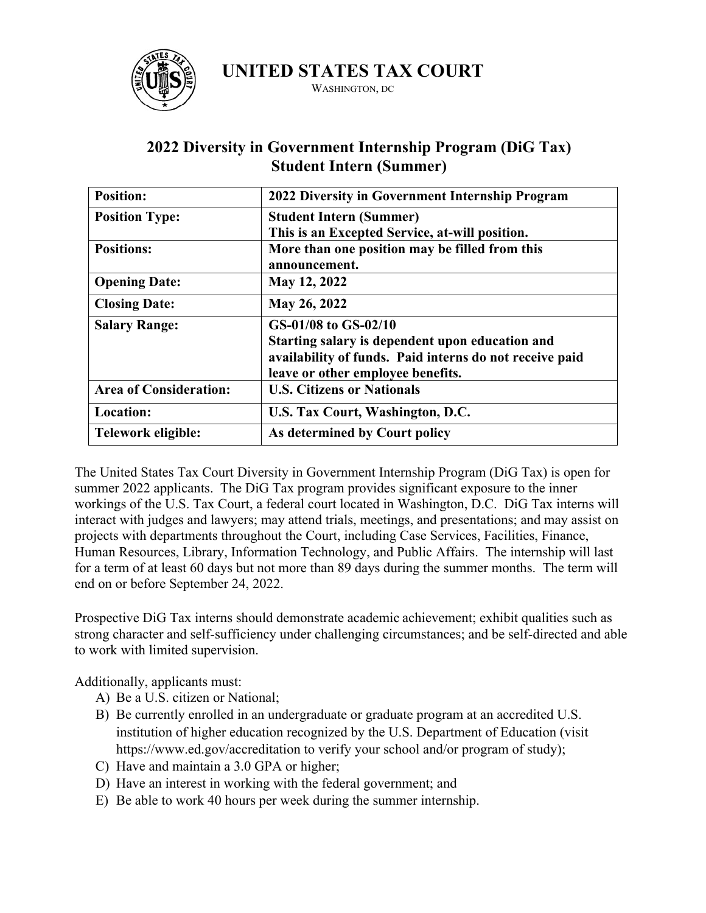# UNITED STATES TAX COURT

WASHINGTON, DC

## 2022 Diversity in Government Internship Program (DiG Tax) Student Intern (Summer)

| **Position:** | **2022 Diversity in Government Internship Program** |
|---|---|
| **Position Type:** | **Student Intern (Summer)**<br>**This is an Excepted Service, at-will position.** |
| **Positions:** | **More than one position may be filled from this announcement.** |
| **Opening Date:** | **May 12, 2022** |
| **Closing Date:** | **May 26, 2022** |
| **Salary Range:** | **GS-01/08 to GS-02/10**<br>**Starting salary is dependent upon education and availability of funds. Paid interns do not receive paid leave or other employee benefits.** |
| **Area of Consideration:** | **U.S. Citizens or Nationals** |
| **Location:** | **U.S. Tax Court, Washington, D.C.** |
| **Telework eligible:** | **As determined by Court policy** |

The United States Tax Court Diversity in Government Internship Program (DiG Tax) is open for summer 2022 applicants. The DiG Tax program provides significant exposure to the inner workings of the U.S. Tax Court, a federal court located in Washington, D.C. DiG Tax interns will interact with judges and lawyers; may attend trials, meetings, and presentations; and may assist on projects with departments throughout the Court, including Case Services, Facilities, Finance, Human Resources, Library, Information Technology, and Public Affairs. The internship will last for a term of at least 60 days but not more than 89 days during the summer months. The term will end on or before September 24, 2022.

Prospective DiG Tax interns should demonstrate academic achievement; exhibit qualities such as strong character and self-sufficiency under challenging circumstances; and be self-directed and able to work with limited supervision.

Additionally, applicants must:

A) Be a U.S. citizen or National;
B) Be currently enrolled in an undergraduate or graduate program at an accredited U.S. institution of higher education recognized by the U.S. Department of Education (visit https://www.ed.gov/accreditation to verify your school and/or program of study);
C) Have and maintain a 3.0 GPA or higher;
D) Have an interest in working with the federal government; and
E) Be able to work 40 hours per week during the summer internship.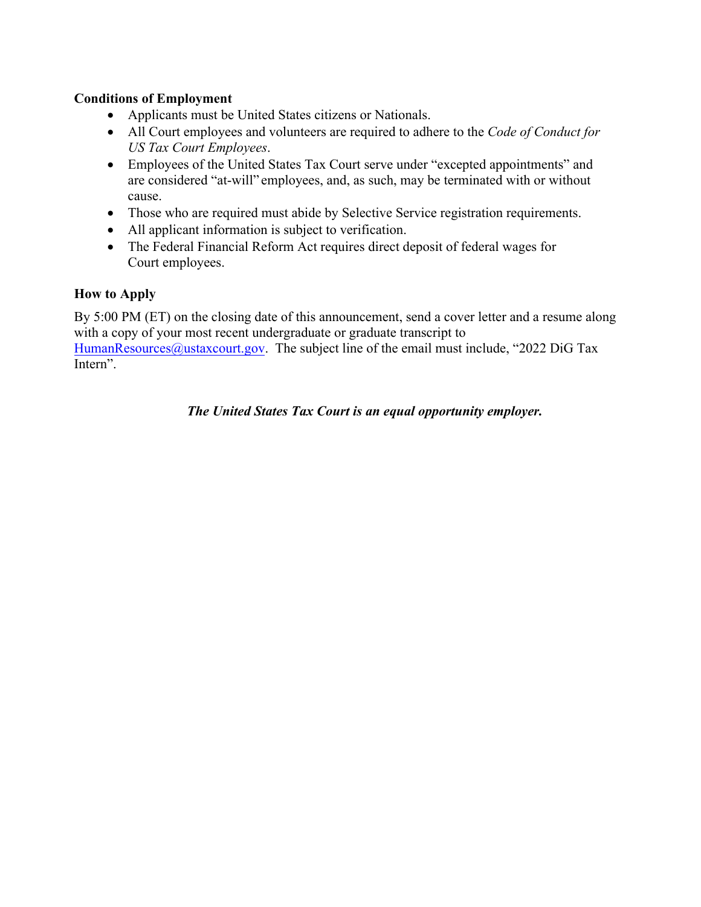**Conditions of Employment**

- Applicants must be United States citizens or Nationals.
- All Court employees and volunteers are required to adhere to the *Code of Conduct for US Tax Court Employees*.
- Employees of the United States Tax Court serve under "excepted appointments" and are considered "at-will" employees, and, as such, may be terminated with or without cause.
- Those who are required must abide by Selective Service registration requirements.
- All applicant information is subject to verification.
- The Federal Financial Reform Act requires direct deposit of federal wages for Court employees.

**How to Apply**

By 5:00 PM (ET) on the closing date of this announcement, send a cover letter and a resume along with a copy of your most recent undergraduate or graduate transcript to HumanResources@ustaxcourt.gov. The subject line of the email must include, "2022 DiG Tax Intern".

***The United States Tax Court is an equal opportunity employer.***